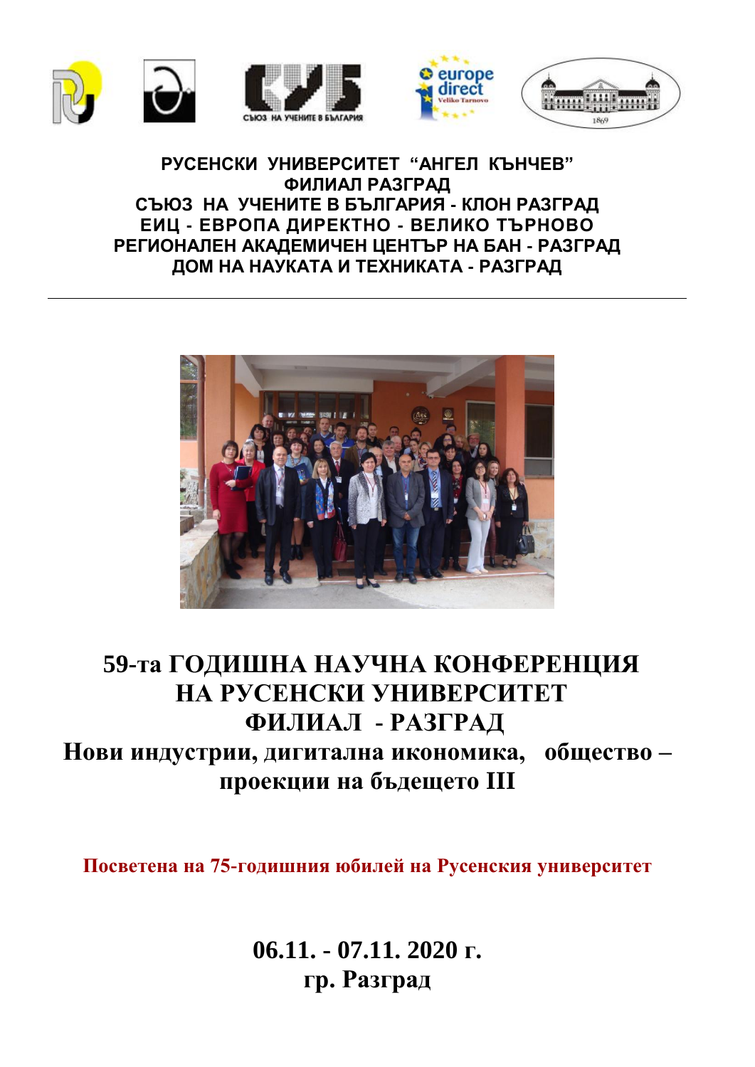**РУСЕНСКИ УНИВЕРСИТЕТ "АНГЕЛ КЪНЧЕВ"**
**ФИЛИАЛ РАЗГРАД**
**СЪЮЗ НА УЧЕНИТЕ В БЪЛГАРИЯ - КЛОН РАЗГРАД**
**ЕИЦ - ЕВРОПА ДИРЕКТНО - ВЕЛИКО ТЪРНОВО**
**РЕГИОНАЛЕН АКАДЕМИЧЕН ЦЕНТЪР НА БАН - РАЗГРАД**
**ДОМ НА НАУКАТА И ТЕХНИКАТА - РАЗГРАД**

---

# 59-та ГОДИШНА НАУЧНА КОНФЕРЕНЦИЯ НА РУСЕНСКИ УНИВЕРСИТЕТ ФИЛИАЛ - РАЗГРАД

## Нови индустрии, дигитална икономика, общество – проекции на бъдещето III

**Посветена на 75-годишния юбилей на Русенския университет**

**06.11. - 07.11. 2020 г.**
**гр. Разград**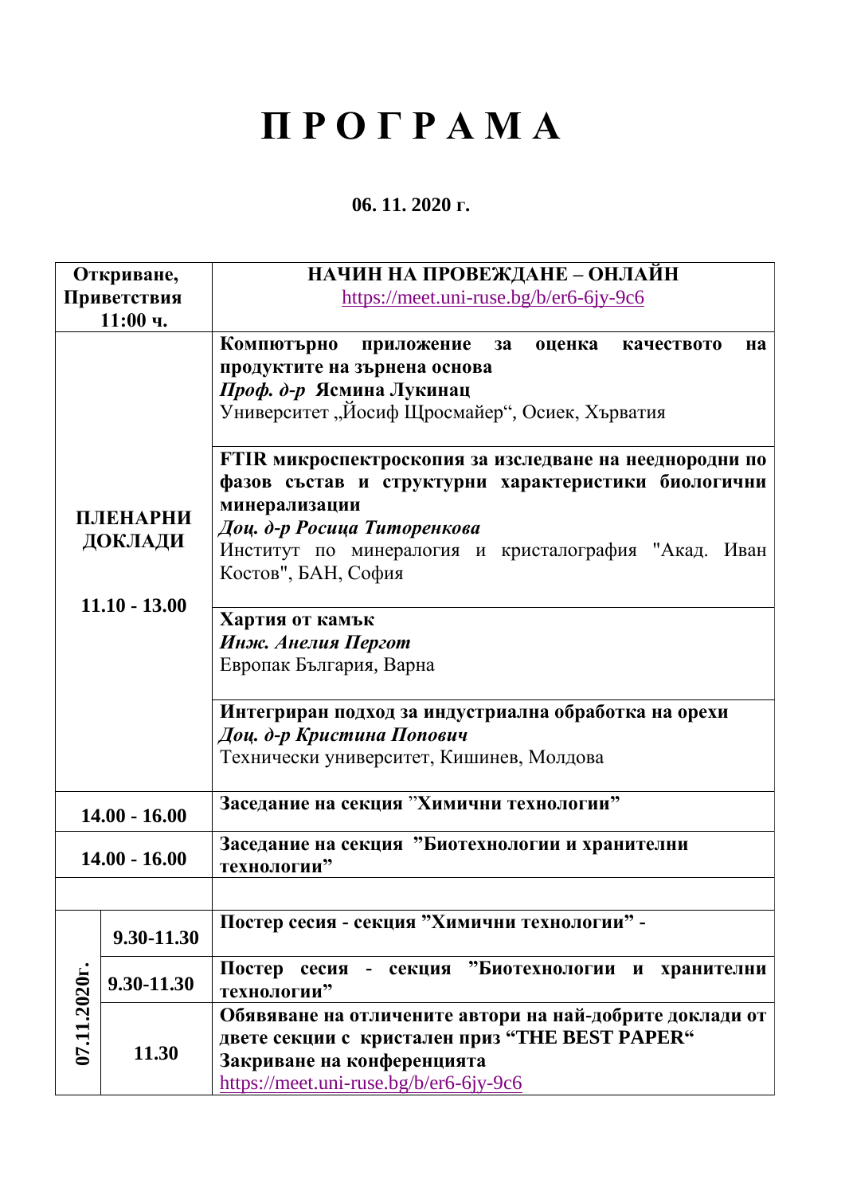# П Р О Г Р А М А

**06. 11. 2020 г.**

| | | |
|---|---|---|
| **Откриване, Приветствия 11:00 ч.** | | **НАЧИН НА ПРОВЕЖДАНЕ – ОНЛАЙН** https://meet.uni-ruse.bg/b/er6-6jy-9c6 |
| **ПЛЕНАРНИ ДОКЛАДИ 11.10 - 13.00** | | **Компютърно приложение за оценка качеството на продуктите на зърнена основа** *Проф. д-р* **Ясмина Лукинац** Университет „Йосиф Щросмайер“, Осиек, Хърватия |
| | | **FTIR микроспектроскопия за изследване на нееднородни по фазов състав и структурни характеристики биологични минерализации** ***Доц. д-р Росица Титоренкова*** Институт по минералогия и кристалография "Акад. Иван Костов", БАН, София |
| | | **Хартия от камък** ***Инж. Анелия Пергот*** Европак България, Варна |
| | | **Интегриран подход за индустриална обработка на орехи** ***Доц. д-р Кристина Попович*** Технически университет, Кишинев, Молдова |
| **14.00 - 16.00** | | **Заседание на секция ”Химични технологии”** |
| **14.00 - 16.00** | | **Заседание на секция ”Биотехнологии и хранителни технологии”** |
| | | |
| **07.11.2020г.** | **9.30-11.30** | **Постер сесия - секция ”Химични технологии” -** |
| | **9.30-11.30** | **Постер сесия - секция ”Биотехнологии и хранителни технологии”** |
| | **11.30** | **Обявяване на отличените автори на най-добрите доклади от двете секции с кристален приз “THE BEST PAPER“** **Закриване на конференцията** https://meet.uni-ruse.bg/b/er6-6jy-9c6 |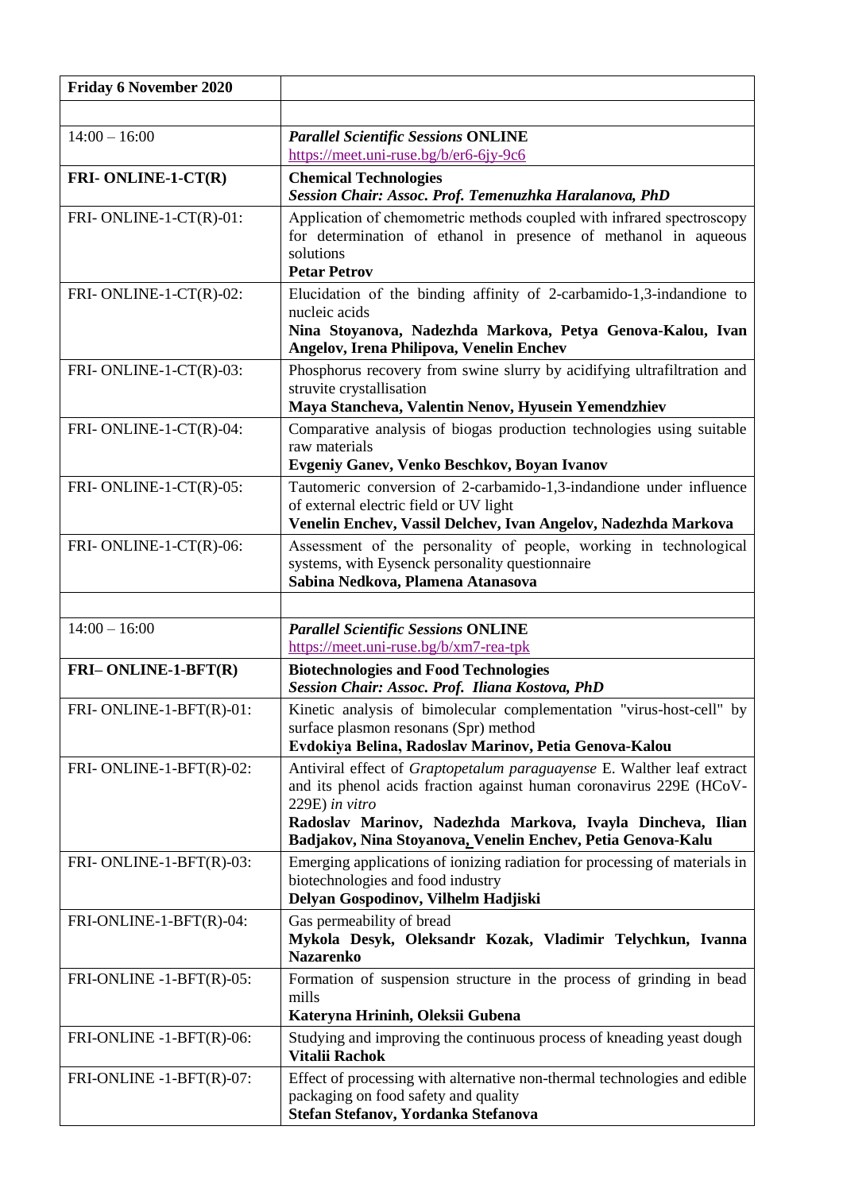| **Friday 6 November 2020** | |
|---|---|
| | |
| 14:00 – 16:00 | ***Parallel Scientific Sessions*** **ONLINE**<br>https://meet.uni-ruse.bg/b/er6-6jy-9c6 |
| **FRI- ONLINE-1-CT(R)** | **Chemical Technologies**<br>***Session Chair: Assoc. Prof. Temenuzhka Haralanova, PhD*** |
| FRI- ONLINE-1-CT(R)-01: | Application of chemometric methods coupled with infrared spectroscopy for determination of ethanol in presence of methanol in aqueous solutions<br>**Petar Petrov** |
| FRI- ONLINE-1-CT(R)-02: | Elucidation of the binding affinity of 2-carbamido-1,3-indandione to nucleic acids<br>**Nina Stoyanova, Nadezhda Markova, Petya Genova-Kalou, Ivan Angelov, Irena Philipova, Venelin Enchev** |
| FRI- ONLINE-1-CT(R)-03: | Phosphorus recovery from swine slurry by acidifying ultrafiltration and struvite crystallisation<br>**Maya Stancheva, Valentin Nenov, Hyusein Yemendzhiev** |
| FRI- ONLINE-1-CT(R)-04: | Comparative analysis of biogas production technologies using suitable raw materials<br>**Evgeniy Ganev, Venko Beschkov, Boyan Ivanov** |
| FRI- ONLINE-1-CT(R)-05: | Tautomeric conversion of 2-carbamido-1,3-indandione under influence of external electric field or UV light<br>**Venelin Enchev, Vassil Delchev, Ivan Angelov, Nadezhda Markova** |
| FRI- ONLINE-1-CT(R)-06: | Assessment of the personality of people, working in technological systems, with Eysenck personality questionnaire<br>**Sabina Nedkova, Plamena Atanasova** |
| | |
| 14:00 – 16:00 | ***Parallel Scientific Sessions*** **ONLINE**<br>https://meet.uni-ruse.bg/b/xm7-rea-tpk |
| **FRI– ONLINE-1-BFT(R)** | **Biotechnologies and Food Technologies**<br>***Session Chair: Assoc. Prof. Iliana Kostova, PhD*** |
| FRI- ONLINE-1-BFT(R)-01: | Kinetic analysis of bimolecular complementation "virus-host-cell" by surface plasmon resonans (Spr) method<br>**Evdokiya Belina, Radoslav Marinov, Petia Genova-Kalou** |
| FRI- ONLINE-1-BFT(R)-02: | Antiviral effect of *Graptopetalum paraguayense* E. Walther leaf extract and its phenol acids fraction against human coronavirus 229E (HCoV-229E) *in vitro*<br>**Radoslav Marinov, Nadezhda Markova, Ivayla Dincheva, Ilian Badjakov, Nina Stoyanova, Venelin Enchev, Petia Genova-Kalu** |
| FRI- ONLINE-1-BFT(R)-03: | Emerging applications of ionizing radiation for processing of materials in biotechnologies and food industry<br>**Delyan Gospodinov, Vilhelm Hadjiski** |
| FRI-ONLINE-1-BFT(R)-04: | Gas permeability of bread<br>**Mykola Desyk, Oleksandr Kozak, Vladimir Telychkun, Ivanna Nazarenko** |
| FRI-ONLINE -1-BFT(R)-05: | Formation of suspension structure in the process of grinding in bead mills<br>**Kateryna Hrininh, Oleksii Gubena** |
| FRI-ONLINE -1-BFT(R)-06: | Studying and improving the continuous process of kneading yeast dough<br>**Vitalii Rachok** |
| FRI-ONLINE -1-BFT(R)-07: | Effect of processing with alternative non-thermal technologies and edible packaging on food safety and quality<br>**Stefan Stefanov, Yordanka Stefanova** |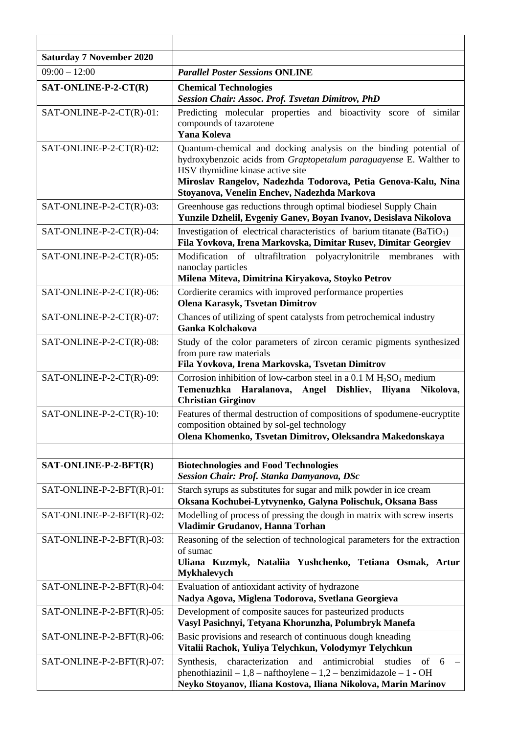| | |
|---|---|
| **Saturday 7 November 2020** | |
| 09:00 – 12:00 | ***Parallel Poster Sessions* ONLINE** |
| **SAT-ONLINE-P-2-CT(R)** | **Chemical Technologies**<br>***Session Chair: Assoc. Prof. Tsvetan Dimitrov, PhD*** |
| SAT-ONLINE-P-2-CT(R)-01: | Predicting molecular properties and bioactivity score of similar compounds of tazarotene<br>**Yana Koleva** |
| SAT-ONLINE-P-2-CT(R)-02: | Quantum-chemical and docking analysis on the binding potential of hydroxybenzoic acids from *Graptopetalum paraguayense* E. Walther to HSV thymidine kinase active site<br>**Miroslav Rangelov, Nadezhda Todorova, Petia Genova-Kalu, Nina Stoyanova, Venelin Enchev, Nadezhda Markova** |
| SAT-ONLINE-P-2-CT(R)-03: | Greenhouse gas reductions through optimal biodiesel Supply Chain<br>**Yunzile Dzhelil, Evgeniy Ganev, Boyan Ivanov, Desislava Nikolova** |
| SAT-ONLINE-P-2-CT(R)-04: | Investigation of electrical characteristics of barium titanate ($BaTiO_3$)<br>**Fila Yovkova, Irena Markovska, Dimitar Rusev, Dimitar Georgiev** |
| SAT-ONLINE-P-2-CT(R)-05: | Modification of ultrafiltration polyacrylonitrile membranes with nanoclay particles<br>**Milena Miteva, Dimitrina Kiryakova, Stoyko Petrov** |
| SAT-ONLINE-P-2-CT(R)-06: | Cordierite ceramics with improved performance properties<br>**Olena Karasyk, Tsvetan Dimitrov** |
| SAT-ONLINE-P-2-CT(R)-07: | Chances of utilizing of spent catalysts from petrochemical industry<br>**Ganka Kolchakova** |
| SAT-ONLINE-P-2-CT(R)-08: | Study of the color parameters of zircon ceramic pigments synthesized from pure raw materials<br>**Fila Yovkova, Irena Markovska, Tsvetan Dimitrov** |
| SAT-ONLINE-P-2-CT(R)-09: | Corrosion inhibition of low-carbon steel in a 0.1 M $H_2SO_4$ medium<br>**Temenuzhka Haralanova, Angel Dishliev, Iliyana Nikolova, Christian Girginov** |
| SAT-ONLINE-P-2-CT(R)-10: | Features of thermal destruction of compositions of spodumene-eucryptite composition obtained by sol-gel technology<br>**Olena Khomenko, Tsvetan Dimitrov, Oleksandra Makedonskaya** |
| | |
| **SAT-ONLINE-P-2-BFT(R)** | **Biotechnologies and Food Technologies**<br>***Session Chair: Prof. Stanka Damyanova, DSc*** |
| SAT-ONLINE-P-2-BFT(R)-01: | Starch syrups as substitutes for sugar and milk powder in ice cream<br>**Oksana Kochubei-Lytvynenko, Galyna Polischuk, Oksana Bass** |
| SAT-ONLINE-P-2-BFT(R)-02: | Modelling of process of pressing the dough in matrix with screw inserts<br>**Vladimir Grudanov, Hanna Torhan** |
| SAT-ONLINE-P-2-BFT(R)-03: | Reasoning of the selection of technological parameters for the extraction of sumac<br>**Uliana Kuzmyk, Nataliia Yushchenko, Tetiana Osmak, Artur Mykhalevych** |
| SAT-ONLINE-P-2-BFT(R)-04: | Evaluation of antioxidant activity of hydrazone<br>**Nadya Agova, Miglena Todorova, Svetlana Georgieva** |
| SAT-ONLINE-P-2-BFT(R)-05: | Development of composite sauces for pasteurized products<br>**Vasyl Pasichnyi, Tetyana Khorunzha, Polumbryk Manefa** |
| SAT-ONLINE-P-2-BFT(R)-06: | Basic provisions and research of continuous dough kneading<br>**Vitalii Rachok, Yuliya Telychkun, Volodymyr Telychkun** |
| SAT-ONLINE-P-2-BFT(R)-07: | Synthesis, characterization and antimicrobial studies of 6 – phenothiazinil – 1,8 – nafthoylene – 1,2 – benzimidazole – 1 - OH<br>**Neyko Stoyanov, Iliana Kostova, Iliana Nikolova, Marin Marinov** |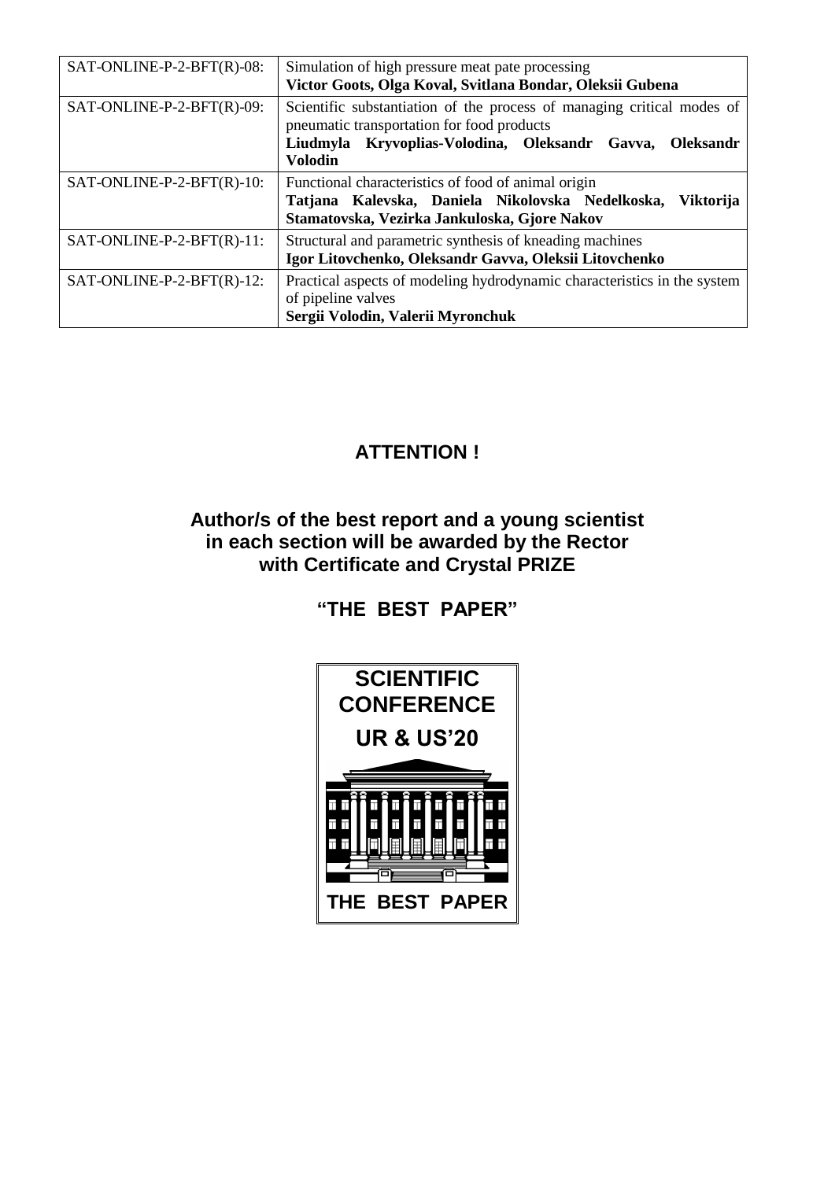| | |
|---|---|
| SAT-ONLINE-P-2-BFT(R)-08: | Simulation of high pressure meat pate processing<br>**Victor Goots, Olga Koval, Svitlana Bondar, Oleksii Gubena** |
| SAT-ONLINE-P-2-BFT(R)-09: | Scientific substantiation of the process of managing critical modes of pneumatic transportation for food products<br>**Liudmyla Kryvoplias-Volodina, Oleksandr Gavva, Oleksandr Volodin** |
| SAT-ONLINE-P-2-BFT(R)-10: | Functional characteristics of food of animal origin<br>**Tatjana Kalevska, Daniela Nikolovska Nedelkoska, Viktorija Stamatovska, Vezirka Jankuloska, Gjore Nakov** |
| SAT-ONLINE-P-2-BFT(R)-11: | Structural and parametric synthesis of kneading machines<br>**Igor Litovchenko, Oleksandr Gavva, Oleksii Litovchenko** |
| SAT-ONLINE-P-2-BFT(R)-12: | Practical aspects of modeling hydrodynamic characteristics in the system of pipeline valves<br>**Sergii Volodin, Valerii Myronchuk** |

## ATTENTION !

**Author/s of the best report and a young scientist in each section will be awarded by the Rector with Certificate and Crystal PRIZE**

**"THE BEST PAPER"**

**SCIENTIFIC CONFERENCE**

**UR & US'20**

**THE BEST PAPER**